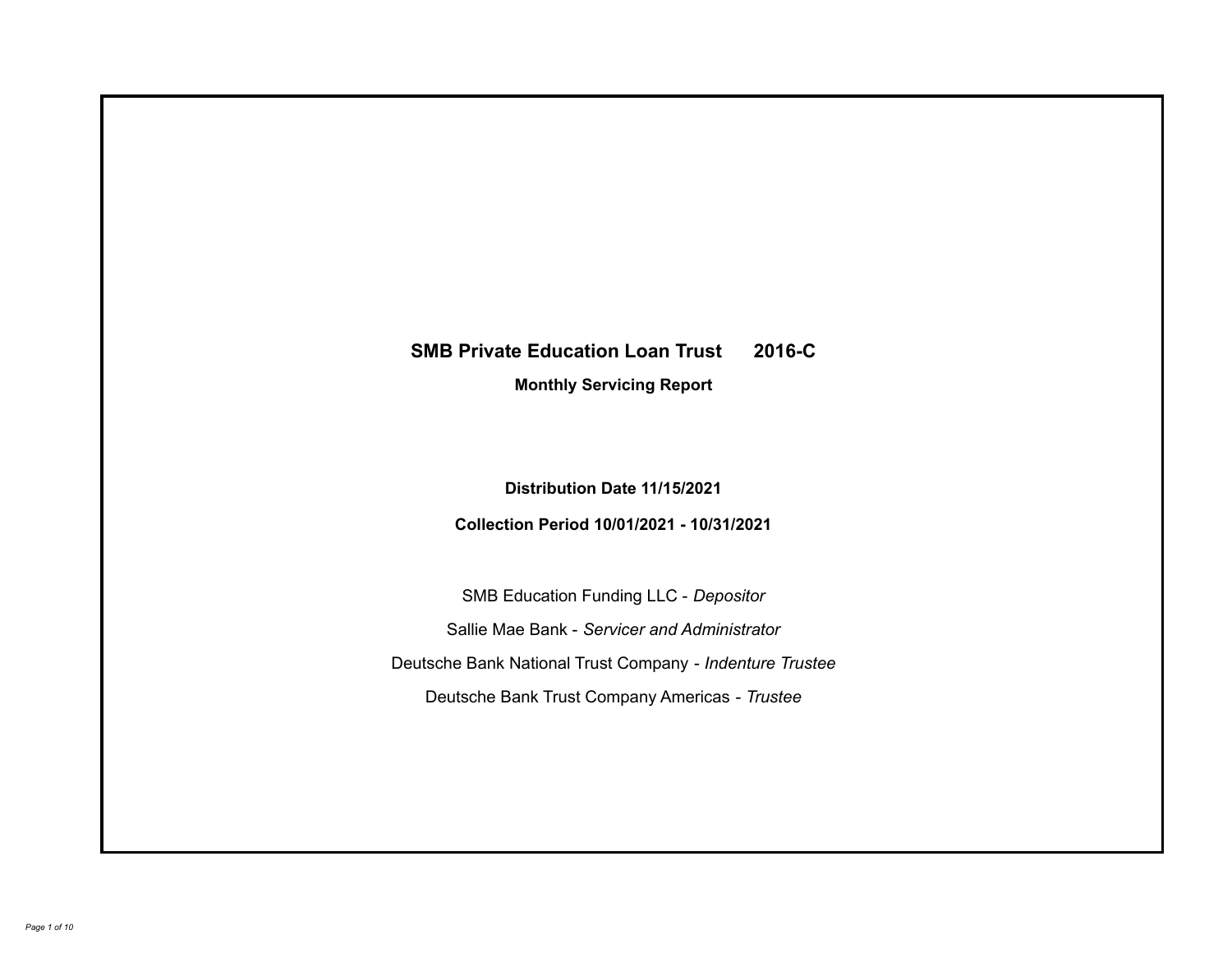# SMB Private Education Loan Trust 2016-C

## Monthly Servicing Report

**Distribution Date 11/15/2021**

**Collection Period 10/01/2021 - 10/31/2021**

SMB Education Funding LLC - *Depositor*

Sallie Mae Bank - *Servicer and Administrator*

Deutsche Bank National Trust Company - *Indenture Trustee*

Deutsche Bank Trust Company Americas - *Trustee*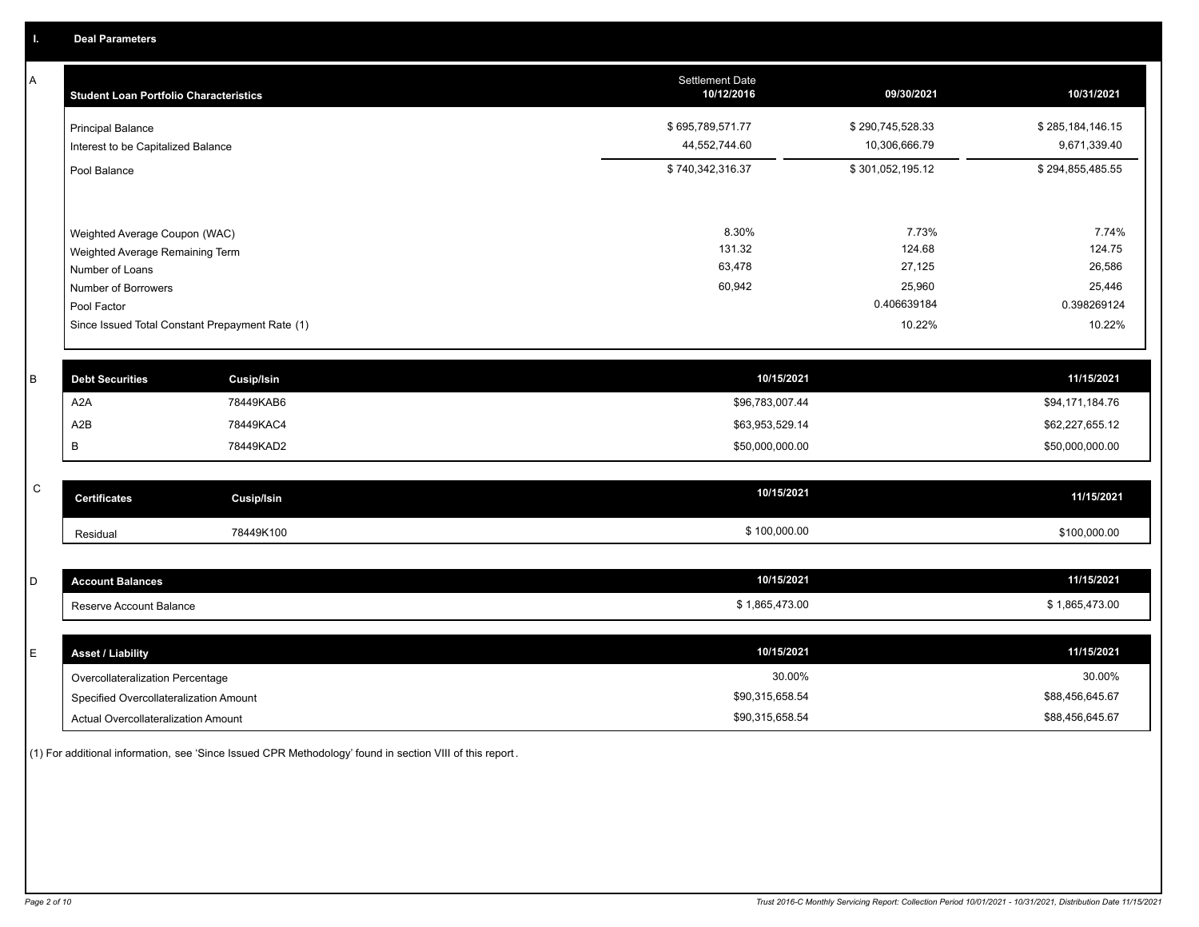## I. Deal Parameters

### A

| Student Loan Portfolio Characteristics | Settlement Date 10/12/2016 | 09/30/2021 | 10/31/2021 |
|---|---|---|---|
| Principal Balance | $ 695,789,571.77 | $ 290,745,528.33 | $ 285,184,146.15 |
| Interest to be Capitalized Balance | 44,552,744.60 | 10,306,666.79 | 9,671,339.40 |
| Pool Balance | $ 740,342,316.37 | $ 301,052,195.12 | $ 294,855,485.55 |
| | | | |
| Weighted Average Coupon (WAC) | 8.30% | 7.73% | 7.74% |
| Weighted Average Remaining Term | 131.32 | 124.68 | 124.75 |
| Number of Loans | 63,478 | 27,125 | 26,586 |
| Number of Borrowers | 60,942 | 25,960 | 25,446 |
| Pool Factor | | 0.406639184 | 0.398269124 |
| Since Issued Total Constant Prepayment Rate (1) | | 10.22% | 10.22% |

### B

| Debt Securities | Cusip/Isin | 10/15/2021 | 11/15/2021 |
|---|---|---|---|
| A2A | 78449KAB6 | $96,783,007.44 | $94,171,184.76 |
| A2B | 78449KAC4 | $63,953,529.14 | $62,227,655.12 |
| B | 78449KAD2 | $50,000,000.00 | $50,000,000.00 |

### C

| Certificates | Cusip/Isin | 10/15/2021 | 11/15/2021 |
|---|---|---|---|
| Residual | 78449K100 | $ 100,000.00 | $100,000.00 |

### D

| Account Balances | 10/15/2021 | 11/15/2021 |
|---|---|---|
| Reserve Account Balance | $ 1,865,473.00 | $ 1,865,473.00 |

### E

| Asset / Liability | 10/15/2021 | 11/15/2021 |
|---|---|---|
| Overcollateralization Percentage | 30.00% | 30.00% |
| Specified Overcollateralization Amount | $90,315,658.54 | $88,456,645.67 |
| Actual Overcollateralization Amount | $90,315,658.54 | $88,456,645.67 |

(1) For additional information, see 'Since Issued CPR Methodology' found in section VIII of this report.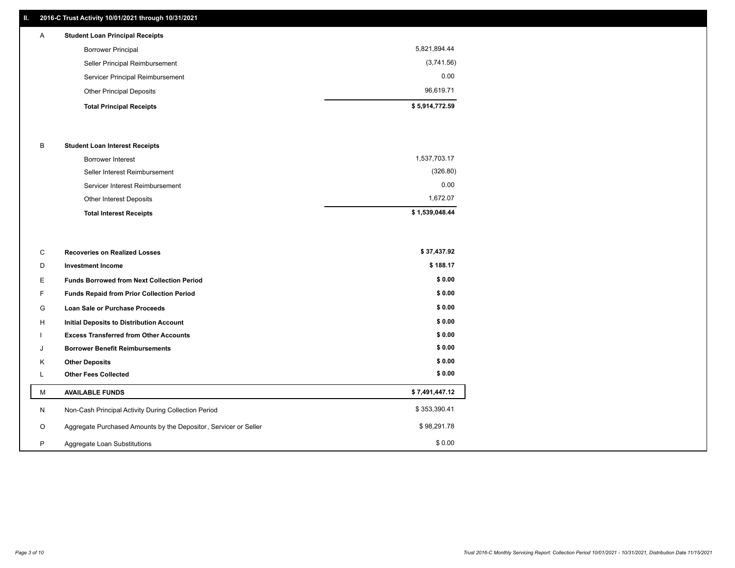## II. 2016-C Trust Activity 10/01/2021 through 10/31/2021

| | | |
|---|---|---|
| **A** | **Student Loan Principal Receipts** | |
| | Borrower Principal | 5,821,894.44 |
| | Seller Principal Reimbursement | (3,741.56) |
| | Servicer Principal Reimbursement | 0.00 |
| | Other Principal Deposits | 96,619.71 |
| | **Total Principal Receipts** | **$ 5,914,772.59** |
| **B** | **Student Loan Interest Receipts** | |
| | Borrower Interest | 1,537,703.17 |
| | Seller Interest Reimbursement | (326.80) |
| | Servicer Interest Reimbursement | 0.00 |
| | Other Interest Deposits | 1,672.07 |
| | **Total Interest Receipts** | **$ 1,539,048.44** |
| **C** | **Recoveries on Realized Losses** | **$ 37,437.92** |
| **D** | **Investment Income** | **$ 188.17** |
| **E** | **Funds Borrowed from Next Collection Period** | **$ 0.00** |
| **F** | **Funds Repaid from Prior Collection Period** | **$ 0.00** |
| **G** | **Loan Sale or Purchase Proceeds** | **$ 0.00** |
| **H** | **Initial Deposits to Distribution Account** | **$ 0.00** |
| **I** | **Excess Transferred from Other Accounts** | **$ 0.00** |
| **J** | **Borrower Benefit Reimbursements** | **$ 0.00** |
| **K** | **Other Deposits** | **$ 0.00** |
| **L** | **Other Fees Collected** | **$ 0.00** |
| **M** | **AVAILABLE FUNDS** | **$ 7,491,447.12** |
| N | Non-Cash Principal Activity During Collection Period | $ 353,390.41 |
| O | Aggregate Purchased Amounts by the Depositor, Servicer or Seller | $ 98,291.78 |
| P | Aggregate Loan Substitutions | $ 0.00 |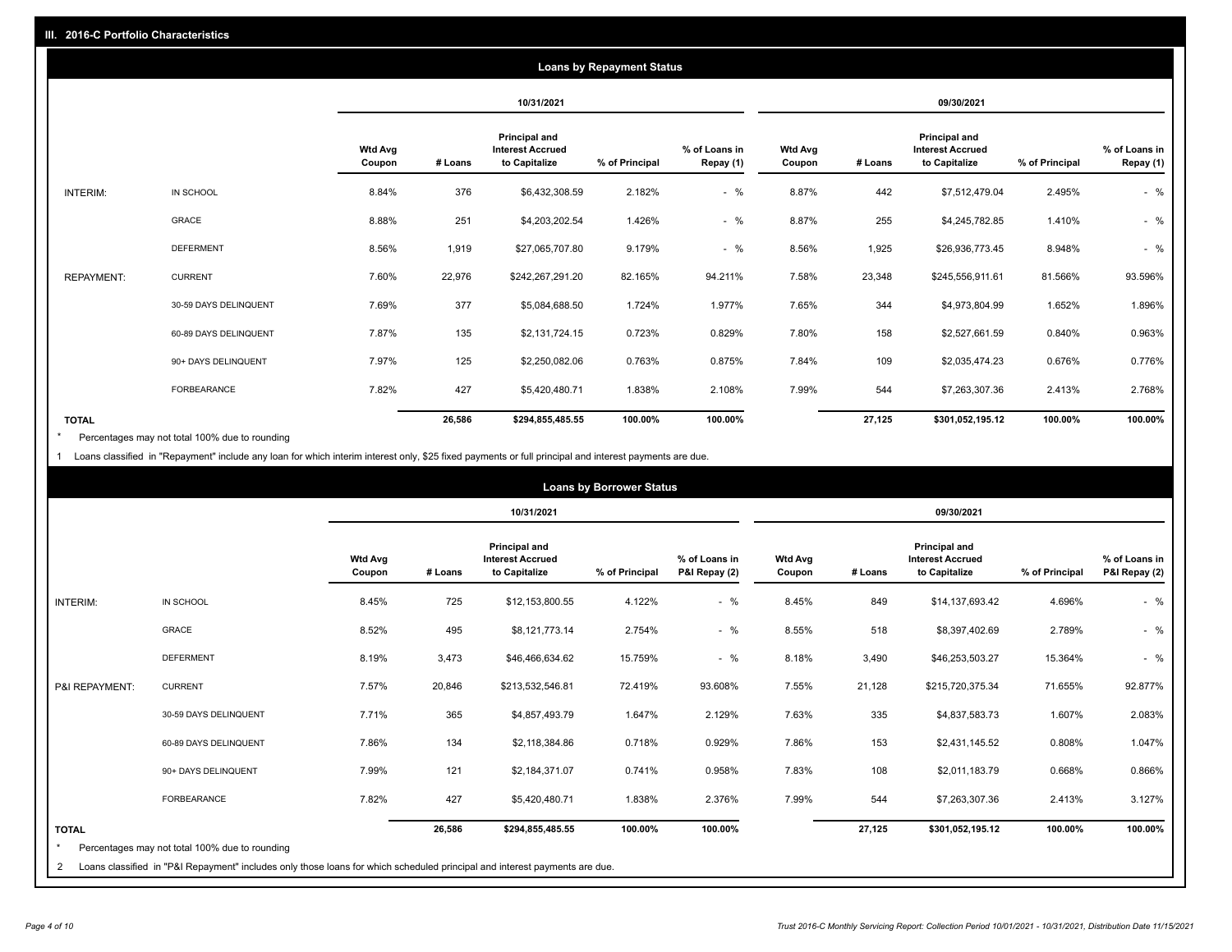## III. 2016-C Portfolio Characteristics

### Loans by Repayment Status

| | | 10/31/2021 | | | | | 09/30/2021 | | | | |
|---|---|---|---|---|---|---|---|---|---|---|---|
| | | Wtd Avg Coupon | # Loans | Principal and Interest Accrued to Capitalize | % of Principal | % of Loans in Repay (1) | Wtd Avg Coupon | # Loans | Principal and Interest Accrued to Capitalize | % of Principal | % of Loans in Repay (1) |
| INTERIM: | IN SCHOOL | 8.84% | 376 | $6,432,308.59 | 2.182% | - % | 8.87% | 442 | $7,512,479.04 | 2.495% | - % |
| | GRACE | 8.88% | 251 | $4,203,202.54 | 1.426% | - % | 8.87% | 255 | $4,245,782.85 | 1.410% | - % |
| | DEFERMENT | 8.56% | 1,919 | $27,065,707.80 | 9.179% | - % | 8.56% | 1,925 | $26,936,773.45 | 8.948% | - % |
| REPAYMENT: | CURRENT | 7.60% | 22,976 | $242,267,291.20 | 82.165% | 94.211% | 7.58% | 23,348 | $245,556,911.61 | 81.566% | 93.596% |
| | 30-59 DAYS DELINQUENT | 7.69% | 377 | $5,084,688.50 | 1.724% | 1.977% | 7.65% | 344 | $4,973,804.99 | 1.652% | 1.896% |
| | 60-89 DAYS DELINQUENT | 7.87% | 135 | $2,131,724.15 | 0.723% | 0.829% | 7.80% | 158 | $2,527,661.59 | 0.840% | 0.963% |
| | 90+ DAYS DELINQUENT | 7.97% | 125 | $2,250,082.06 | 0.763% | 0.875% | 7.84% | 109 | $2,035,474.23 | 0.676% | 0.776% |
| | FORBEARANCE | 7.82% | 427 | $5,420,480.71 | 1.838% | 2.108% | 7.99% | 544 | $7,263,307.36 | 2.413% | 2.768% |
| TOTAL | | | 26,586 | $294,855,485.55 | 100.00% | 100.00% | | 27,125 | $301,052,195.12 | 100.00% | 100.00% |

* Percentages may not total 100% due to rounding

1 Loans classified in "Repayment" include any loan for which interim interest only, $25 fixed payments or full principal and interest payments are due.

### Loans by Borrower Status

| | | 10/31/2021 | | | | | 09/30/2021 | | | | |
|---|---|---|---|---|---|---|---|---|---|---|---|
| | | Wtd Avg Coupon | # Loans | Principal and Interest Accrued to Capitalize | % of Principal | % of Loans in P&I Repay (2) | Wtd Avg Coupon | # Loans | Principal and Interest Accrued to Capitalize | % of Principal | % of Loans in P&I Repay (2) |
| INTERIM: | IN SCHOOL | 8.45% | 725 | $12,153,800.55 | 4.122% | - % | 8.45% | 849 | $14,137,693.42 | 4.696% | - % |
| | GRACE | 8.52% | 495 | $8,121,773.14 | 2.754% | - % | 8.55% | 518 | $8,397,402.69 | 2.789% | - % |
| | DEFERMENT | 8.19% | 3,473 | $46,466,634.62 | 15.759% | - % | 8.18% | 3,490 | $46,253,503.27 | 15.364% | - % |
| P&I REPAYMENT: | CURRENT | 7.57% | 20,846 | $213,532,546.81 | 72.419% | 93.608% | 7.55% | 21,128 | $215,720,375.34 | 71.655% | 92.877% |
| | 30-59 DAYS DELINQUENT | 7.71% | 365 | $4,857,493.79 | 1.647% | 2.129% | 7.63% | 335 | $4,837,583.73 | 1.607% | 2.083% |
| | 60-89 DAYS DELINQUENT | 7.86% | 134 | $2,118,384.86 | 0.718% | 0.929% | 7.86% | 153 | $2,431,145.52 | 0.808% | 1.047% |
| | 90+ DAYS DELINQUENT | 7.99% | 121 | $2,184,371.07 | 0.741% | 0.958% | 7.83% | 108 | $2,011,183.79 | 0.668% | 0.866% |
| | FORBEARANCE | 7.82% | 427 | $5,420,480.71 | 1.838% | 2.376% | 7.99% | 544 | $7,263,307.36 | 2.413% | 3.127% |
| TOTAL | | | 26,586 | $294,855,485.55 | 100.00% | 100.00% | | 27,125 | $301,052,195.12 | 100.00% | 100.00% |

* Percentages may not total 100% due to rounding

2 Loans classified in "P&I Repayment" includes only those loans for which scheduled principal and interest payments are due.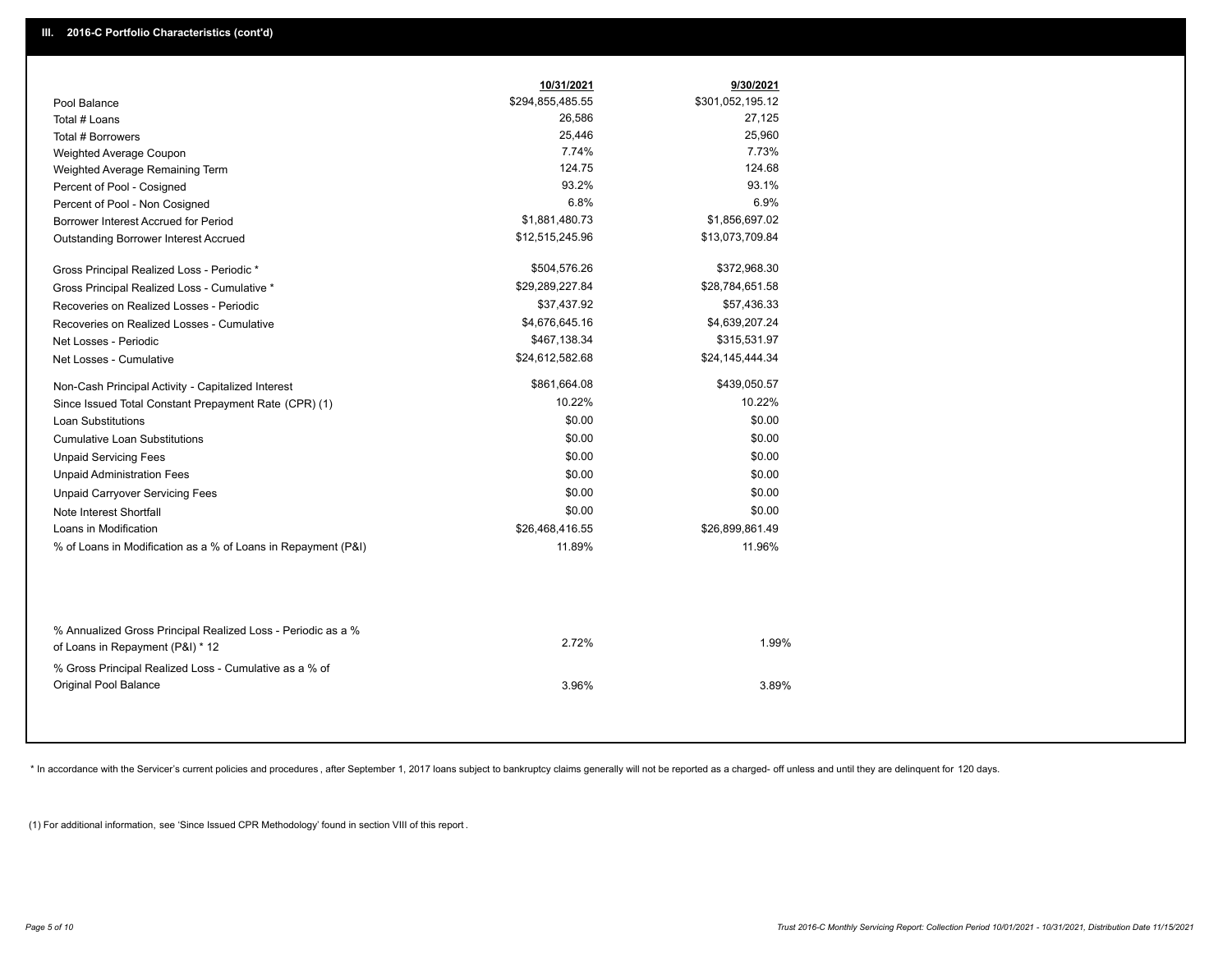## III. 2016-C Portfolio Characteristics (cont'd)

| | 10/31/2021 | 9/30/2021 |
|---|---|---|
| Pool Balance | $294,855,485.55 | $301,052,195.12 |
| Total # Loans | 26,586 | 27,125 |
| Total # Borrowers | 25,446 | 25,960 |
| Weighted Average Coupon | 7.74% | 7.73% |
| Weighted Average Remaining Term | 124.75 | 124.68 |
| Percent of Pool - Cosigned | 93.2% | 93.1% |
| Percent of Pool - Non Cosigned | 6.8% | 6.9% |
| Borrower Interest Accrued for Period | $1,881,480.73 | $1,856,697.02 |
| Outstanding Borrower Interest Accrued | $12,515,245.96 | $13,073,709.84 |
| Gross Principal Realized Loss - Periodic * | $504,576.26 | $372,968.30 |
| Gross Principal Realized Loss - Cumulative * | $29,289,227.84 | $28,784,651.58 |
| Recoveries on Realized Losses - Periodic | $37,437.92 | $57,436.33 |
| Recoveries on Realized Losses - Cumulative | $4,676,645.16 | $4,639,207.24 |
| Net Losses - Periodic | $467,138.34 | $315,531.97 |
| Net Losses - Cumulative | $24,612,582.68 | $24,145,444.34 |
| Non-Cash Principal Activity - Capitalized Interest | $861,664.08 | $439,050.57 |
| Since Issued Total Constant Prepayment Rate (CPR) (1) | 10.22% | 10.22% |
| Loan Substitutions | $0.00 | $0.00 |
| Cumulative Loan Substitutions | $0.00 | $0.00 |
| Unpaid Servicing Fees | $0.00 | $0.00 |
| Unpaid Administration Fees | $0.00 | $0.00 |
| Unpaid Carryover Servicing Fees | $0.00 | $0.00 |
| Note Interest Shortfall | $0.00 | $0.00 |
| Loans in Modification | $26,468,416.55 | $26,899,861.49 |
| % of Loans in Modification as a % of Loans in Repayment (P&I) | 11.89% | 11.96% |
| % Annualized Gross Principal Realized Loss - Periodic as a % of Loans in Repayment (P&I) * 12 | 2.72% | 1.99% |
| % Gross Principal Realized Loss - Cumulative as a % of Original Pool Balance | 3.96% | 3.89% |

* In accordance with the Servicer's current policies and procedures , after September 1, 2017 loans subject to bankruptcy claims generally will not be reported as a charged- off unless and until they are delinquent for 120 days.

(1) For additional information, see 'Since Issued CPR Methodology' found in section VIII of this report .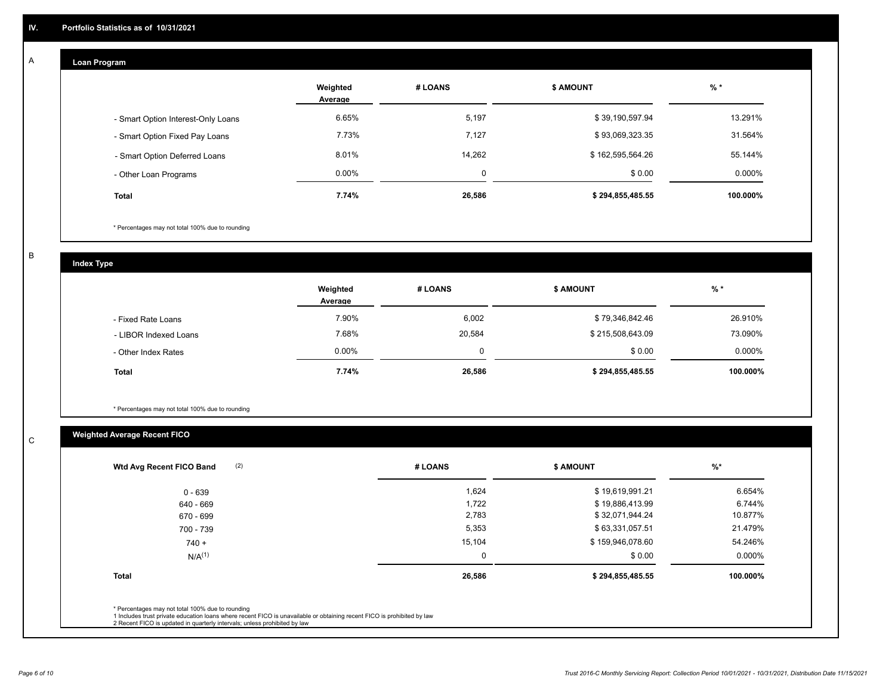## IV. Portfolio Statistics as of 10/31/2021

### A Loan Program

| | Weighted Average | # LOANS | $ AMOUNT | % * |
|---|---|---|---|---|
| - Smart Option Interest-Only Loans | 6.65% | 5,197 | $ 39,190,597.94 | 13.291% |
| - Smart Option Fixed Pay Loans | 7.73% | 7,127 | $ 93,069,323.35 | 31.564% |
| - Smart Option Deferred Loans | 8.01% | 14,262 | $ 162,595,564.26 | 55.144% |
| - Other Loan Programs | 0.00% | 0 | $ 0.00 | 0.000% |
| **Total** | **7.74%** | **26,586** | **$ 294,855,485.55** | **100.000%** |

* Percentages may not total 100% due to rounding

### B Index Type

| | Weighted Average | # LOANS | $ AMOUNT | % * |
|---|---|---|---|---|
| - Fixed Rate Loans | 7.90% | 6,002 | $ 79,346,842.46 | 26.910% |
| - LIBOR Indexed Loans | 7.68% | 20,584 | $ 215,508,643.09 | 73.090% |
| - Other Index Rates | 0.00% | 0 | $ 0.00 | 0.000% |
| **Total** | **7.74%** | **26,586** | **$ 294,855,485.55** | **100.000%** |

* Percentages may not total 100% due to rounding

### C Weighted Average Recent FICO

| Wtd Avg Recent FICO Band (2) | # LOANS | $ AMOUNT | %* |
|---|---|---|---|
| 0 - 639 | 1,624 | $ 19,619,991.21 | 6.654% |
| 640 - 669 | 1,722 | $ 19,886,413.99 | 6.744% |
| 670 - 699 | 2,783 | $ 32,071,944.24 | 10.877% |
| 700 - 739 | 5,353 | $ 63,331,057.51 | 21.479% |
| 740 + | 15,104 | $ 159,946,078.60 | 54.246% |
| N/A(1) | 0 | $ 0.00 | 0.000% |
| **Total** | **26,586** | **$ 294,855,485.55** | **100.000%** |

* Percentages may not total 100% due to rounding
1 Includes trust private education loans where recent FICO is unavailable or obtaining recent FICO is prohibited by law
2 Recent FICO is updated in quarterly intervals; unless prohibited by law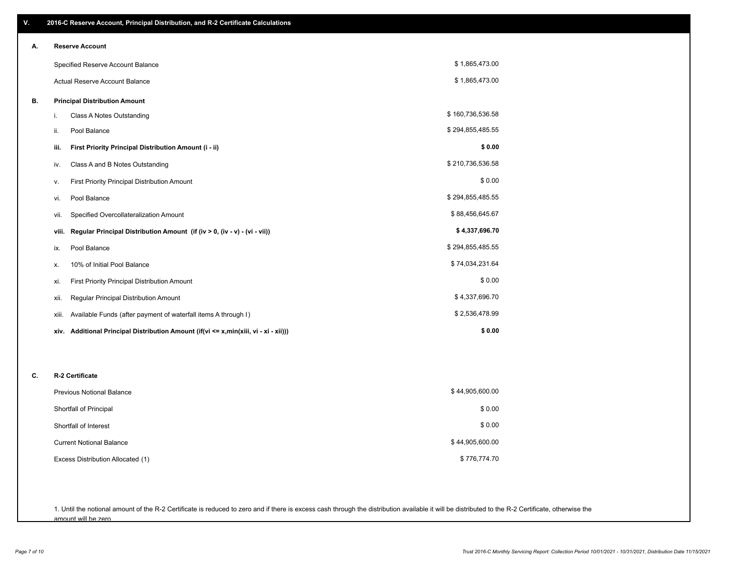## V. 2016-C Reserve Account, Principal Distribution, and R-2 Certificate Calculations

### A. Reserve Account

| | |
|---|---|
| Specified Reserve Account Balance | $ 1,865,473.00 |
| Actual Reserve Account Balance | $ 1,865,473.00 |

### B. Principal Distribution Amount

| | | |
|---|---|---|
| i. | Class A Notes Outstanding | $ 160,736,536.58 |
| ii. | Pool Balance | $ 294,855,485.55 |
| **iii.** | **First Priority Principal Distribution Amount (i - ii)** | **$ 0.00** |
| iv. | Class A and B Notes Outstanding | $ 210,736,536.58 |
| v. | First Priority Principal Distribution Amount | $ 0.00 |
| vi. | Pool Balance | $ 294,855,485.55 |
| vii. | Specified Overcollateralization Amount | $ 88,456,645.67 |
| **viii.** | **Regular Principal Distribution Amount (if (iv > 0, (iv - v) - (vi - vii))** | **$ 4,337,696.70** |
| ix. | Pool Balance | $ 294,855,485.55 |
| x. | 10% of Initial Pool Balance | $ 74,034,231.64 |
| xi. | First Priority Principal Distribution Amount | $ 0.00 |
| xii. | Regular Principal Distribution Amount | $ 4,337,696.70 |
| xiii. | Available Funds (after payment of waterfall items A through I) | $ 2,536,478.99 |
| **xiv.** | **Additional Principal Distribution Amount (if(vi <= x,min(xiii, vi - xi - xii)))** | **$ 0.00** |

### C. R-2 Certificate

| | |
|---|---|
| Previous Notional Balance | $ 44,905,600.00 |
| Shortfall of Principal | $ 0.00 |
| Shortfall of Interest | $ 0.00 |
| Current Notional Balance | $ 44,905,600.00 |
| Excess Distribution Allocated (1) | $ 776,774.70 |

1. Until the notional amount of the R-2 Certificate is reduced to zero and if there is excess cash through the distribution available it will be distributed to the R-2 Certificate, otherwise the amount will be zero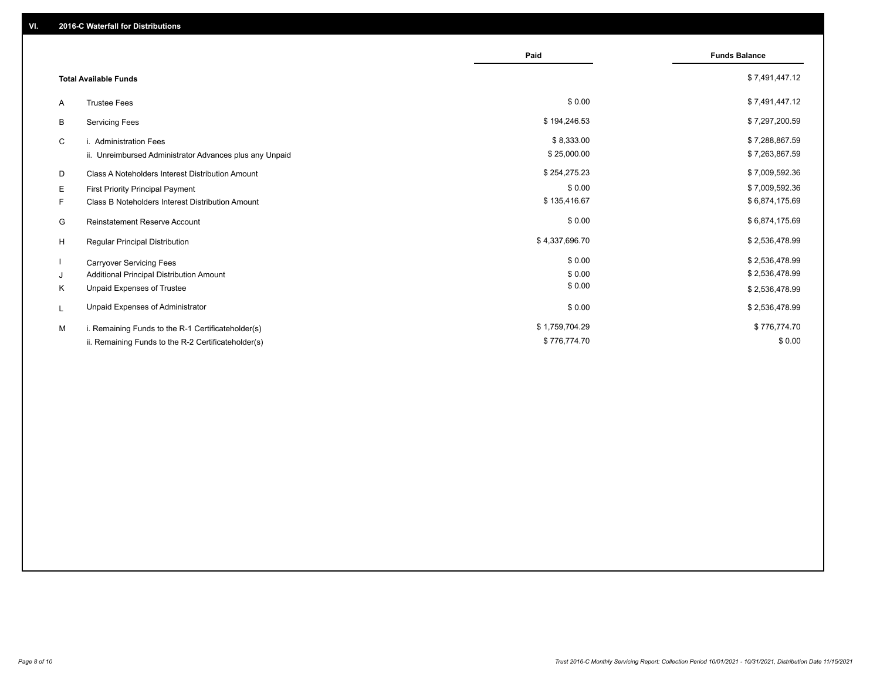## VI. 2016-C Waterfall for Distributions

| | | Paid | Funds Balance |
|---|---|---|---|
| | **Total Available Funds** | | $ 7,491,447.12 |
| A | Trustee Fees | $ 0.00 | $ 7,491,447.12 |
| B | Servicing Fees | $ 194,246.53 | $ 7,297,200.59 |
| C | i. Administration Fees | $ 8,333.00 | $ 7,288,867.59 |
| | ii. Unreimbursed Administrator Advances plus any Unpaid | $ 25,000.00 | $ 7,263,867.59 |
| D | Class A Noteholders Interest Distribution Amount | $ 254,275.23 | $ 7,009,592.36 |
| E | First Priority Principal Payment | $ 0.00 | $ 7,009,592.36 |
| F | Class B Noteholders Interest Distribution Amount | $ 135,416.67 | $ 6,874,175.69 |
| G | Reinstatement Reserve Account | $ 0.00 | $ 6,874,175.69 |
| H | Regular Principal Distribution | $ 4,337,696.70 | $ 2,536,478.99 |
| I | Carryover Servicing Fees | $ 0.00 | $ 2,536,478.99 |
| J | Additional Principal Distribution Amount | $ 0.00 | $ 2,536,478.99 |
| K | Unpaid Expenses of Trustee | $ 0.00 | $ 2,536,478.99 |
| L | Unpaid Expenses of Administrator | $ 0.00 | $ 2,536,478.99 |
| M | i. Remaining Funds to the R-1 Certificateholder(s) | $ 1,759,704.29 | $ 776,774.70 |
| | ii. Remaining Funds to the R-2 Certificateholder(s) | $ 776,774.70 | $ 0.00 |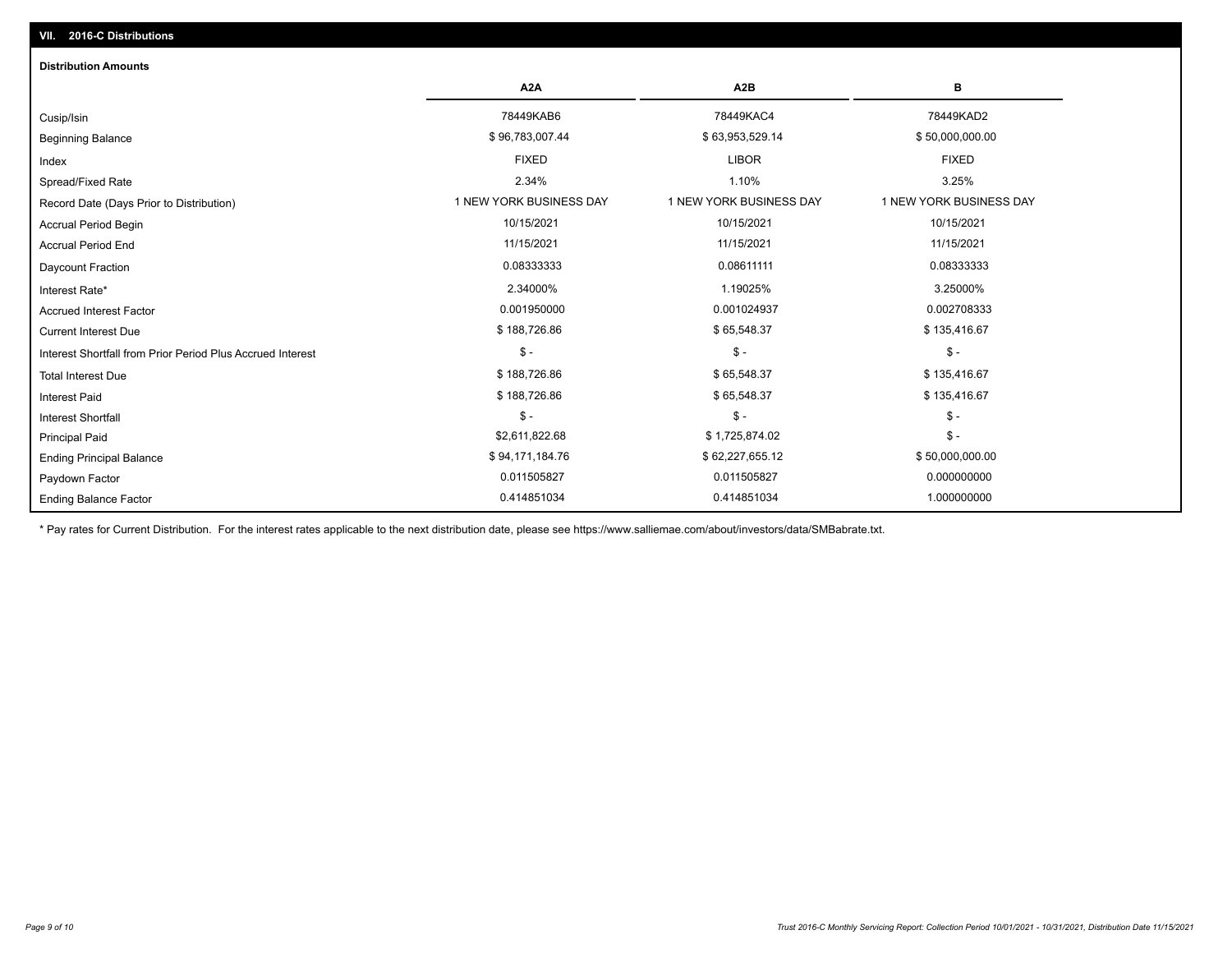## VII. 2016-C Distributions

### Distribution Amounts

| | A2A | A2B | B |
|---|---|---|---|
| Cusip/Isin | 78449KAB6 | 78449KAC4 | 78449KAD2 |
| Beginning Balance | $ 96,783,007.44 | $ 63,953,529.14 | $ 50,000,000.00 |
| Index | FIXED | LIBOR | FIXED |
| Spread/Fixed Rate | 2.34% | 1.10% | 3.25% |
| Record Date (Days Prior to Distribution) | 1 NEW YORK BUSINESS DAY | 1 NEW YORK BUSINESS DAY | 1 NEW YORK BUSINESS DAY |
| Accrual Period Begin | 10/15/2021 | 10/15/2021 | 10/15/2021 |
| Accrual Period End | 11/15/2021 | 11/15/2021 | 11/15/2021 |
| Daycount Fraction | 0.08333333 | 0.08611111 | 0.08333333 |
| Interest Rate* | 2.34000% | 1.19025% | 3.25000% |
| Accrued Interest Factor | 0.001950000 | 0.001024937 | 0.002708333 |
| Current Interest Due | $ 188,726.86 | $ 65,548.37 | $ 135,416.67 |
| Interest Shortfall from Prior Period Plus Accrued Interest | $ - | $ - | $ - |
| Total Interest Due | $ 188,726.86 | $ 65,548.37 | $ 135,416.67 |
| Interest Paid | $ 188,726.86 | $ 65,548.37 | $ 135,416.67 |
| Interest Shortfall | $ - | $ - | $ - |
| Principal Paid | $2,611,822.68 | $ 1,725,874.02 | $ - |
| Ending Principal Balance | $ 94,171,184.76 | $ 62,227,655.12 | $ 50,000,000.00 |
| Paydown Factor | 0.011505827 | 0.011505827 | 0.000000000 |
| Ending Balance Factor | 0.414851034 | 0.414851034 | 1.000000000 |

* Pay rates for Current Distribution. For the interest rates applicable to the next distribution date, please see https://www.salliemae.com/about/investors/data/SMBabrate.txt.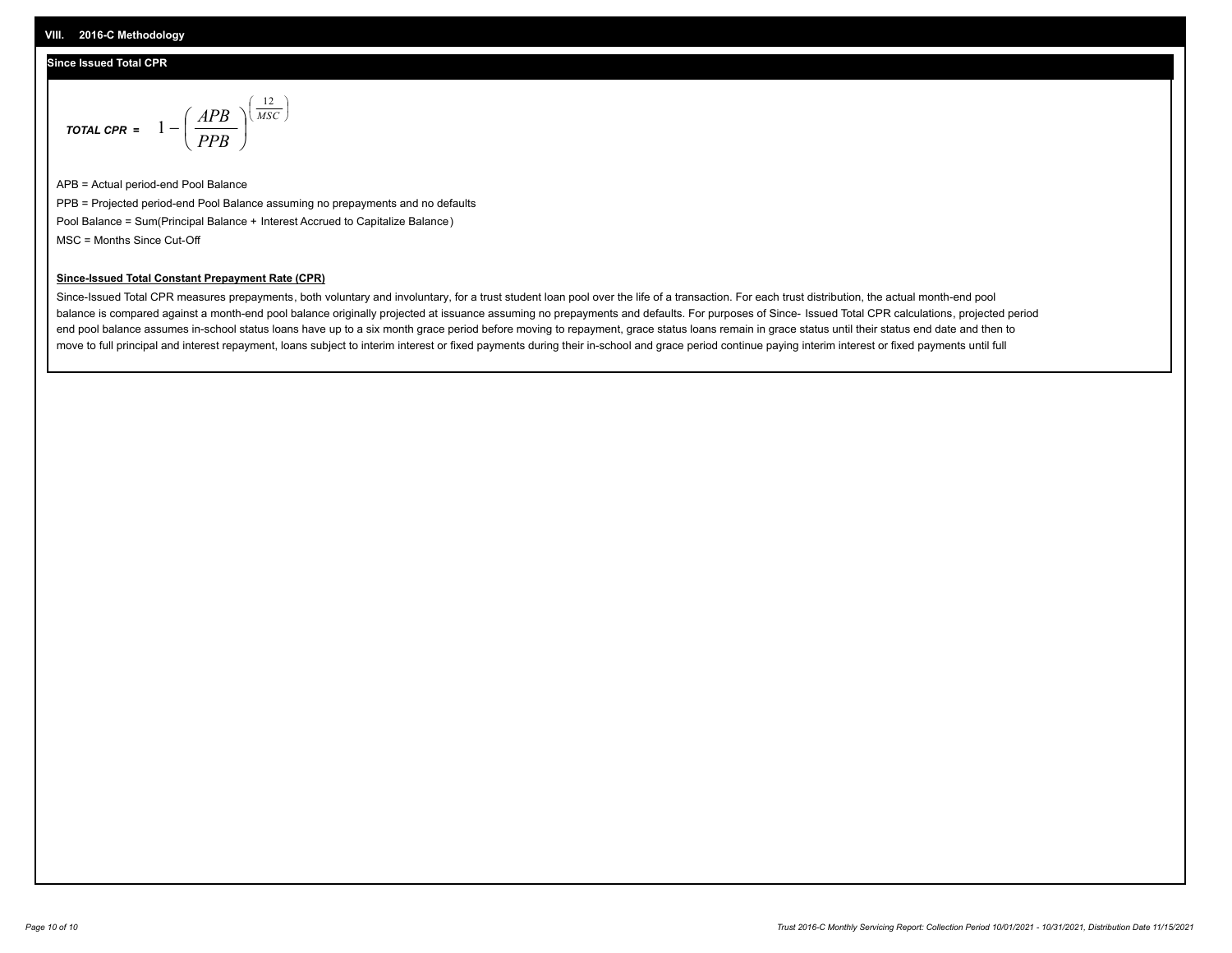## VIII. 2016-C Methodology

### Since Issued Total CPR

$$TOTAL\ CPR = 1 - \left( \frac{APB}{PPB} \right)^{\left( \frac{12}{MSC} \right)}$$

APB = Actual period-end Pool Balance

PPB = Projected period-end Pool Balance assuming no prepayments and no defaults

Pool Balance = Sum(Principal Balance + Interest Accrued to Capitalize Balance)

MSC = Months Since Cut-Off

**Since-Issued Total Constant Prepayment Rate (CPR)**

Since-Issued Total CPR measures prepayments, both voluntary and involuntary, for a trust student loan pool over the life of a transaction. For each trust distribution, the actual month-end pool balance is compared against a month-end pool balance originally projected at issuance assuming no prepayments and defaults. For purposes of Since- Issued Total CPR calculations, projected period end pool balance assumes in-school status loans have up to a six month grace period before moving to repayment, grace status loans remain in grace status until their status end date and then to move to full principal and interest repayment, loans subject to interim interest or fixed payments during their in-school and grace period continue paying interim interest or fixed payments until full